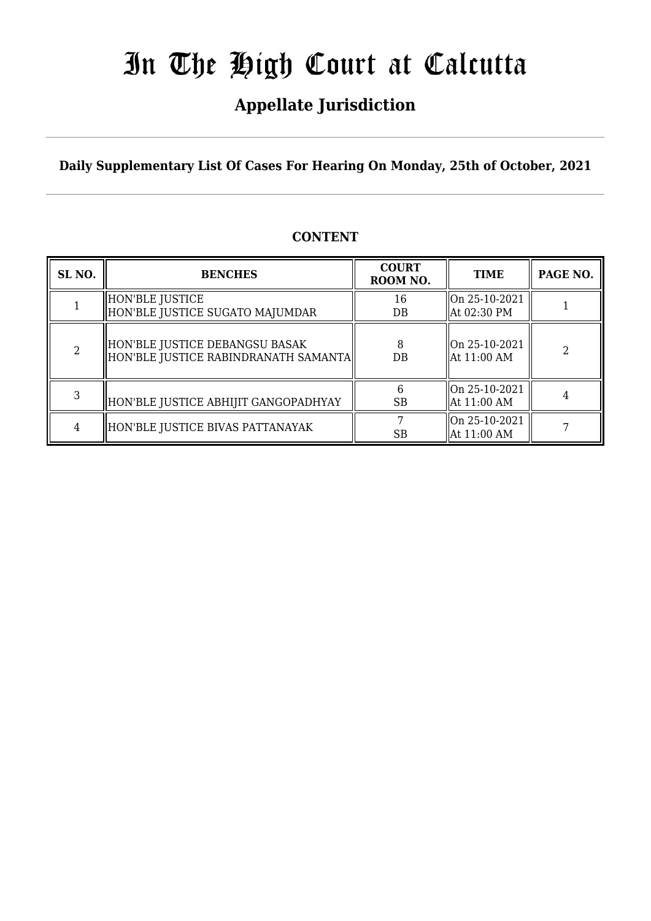# In The High Court at Calcutta

## Appellate Jurisdiction

**Daily Supplementary List Of Cases For Hearing On Monday, 25th of October, 2021**

**CONTENT**

| SL NO. | BENCHES | COURT ROOM NO. | TIME | PAGE NO. |
|---|---|---|---|---|
| 1 | HON'BLE JUSTICE<br>HON'BLE JUSTICE SUGATO MAJUMDAR | 16<br>DB | On 25-10-2021<br>At 02:30 PM | 1 |
| 2 | HON'BLE JUSTICE DEBANGSU BASAK<br>HON'BLE JUSTICE RABINDRANATH SAMANTA | 8<br>DB | On 25-10-2021<br>At 11:00 AM | 2 |
| 3 | HON'BLE JUSTICE ABHIJIT GANGOPADHYAY | 6<br>SB | On 25-10-2021<br>At 11:00 AM | 4 |
| 4 | HON'BLE JUSTICE BIVAS PATTANAYAK | 7<br>SB | On 25-10-2021<br>At 11:00 AM | 7 |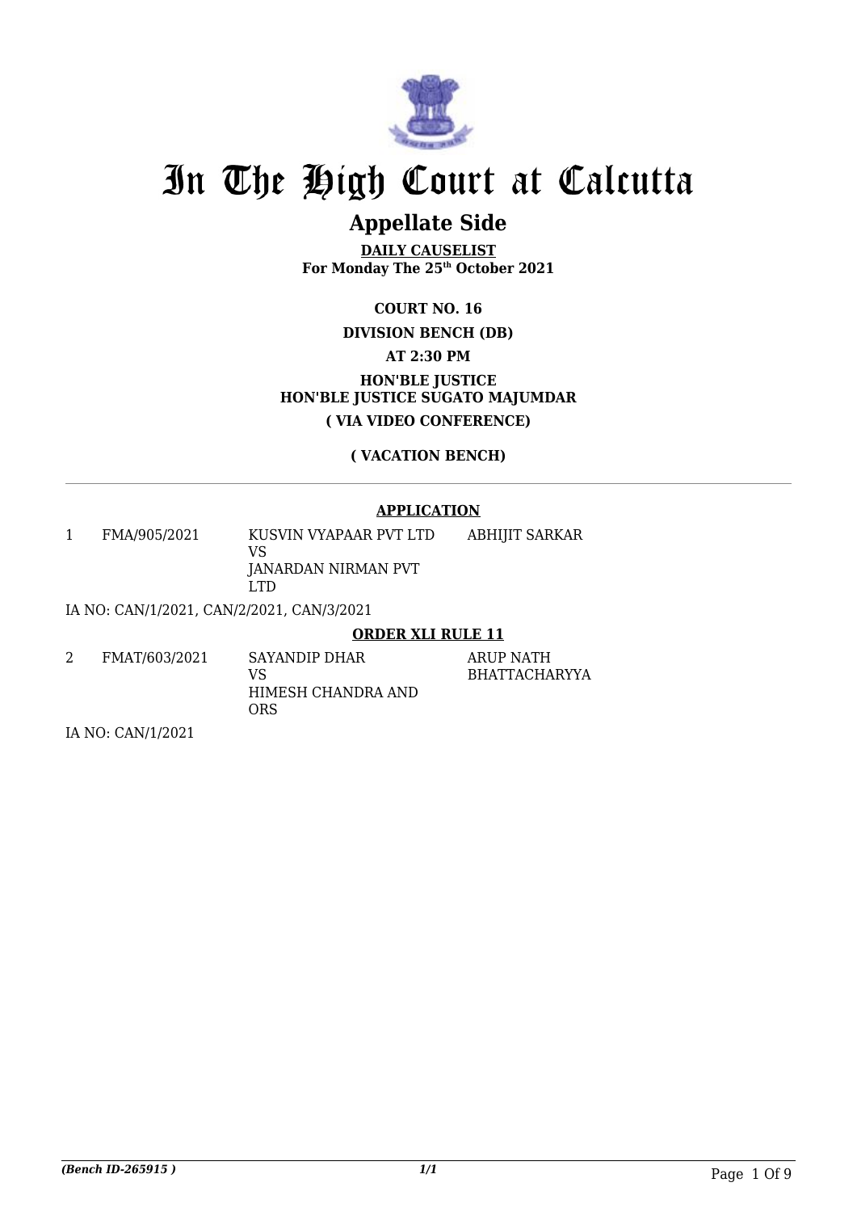# In The High Court at Calcutta

## Appellate Side

**DAILY CAUSELIST**
**For Monday The 25th October 2021**

**COURT NO. 16**

**DIVISION BENCH (DB)**

**AT 2:30 PM**

**HON'BLE JUSTICE**
**HON'BLE JUSTICE SUGATO MAJUMDAR**

**( VIA VIDEO CONFERENCE)**

**( VACATION BENCH)**

---

**APPLICATION**

| | | | |
|---|---|---|---|
| 1 | FMA/905/2021 | KUSVIN VYAPAAR PVT LTD VS JANARDAN NIRMAN PVT LTD | ABHIJIT SARKAR |

IA NO: CAN/1/2021, CAN/2/2021, CAN/3/2021

**ORDER XLI RULE 11**

| | | | |
|---|---|---|---|
| 2 | FMAT/603/2021 | SAYANDIP DHAR VS HIMESH CHANDRA AND ORS | ARUP NATH BHATTACHARYYA |

IA NO: CAN/1/2021

*(Bench ID-265915 )*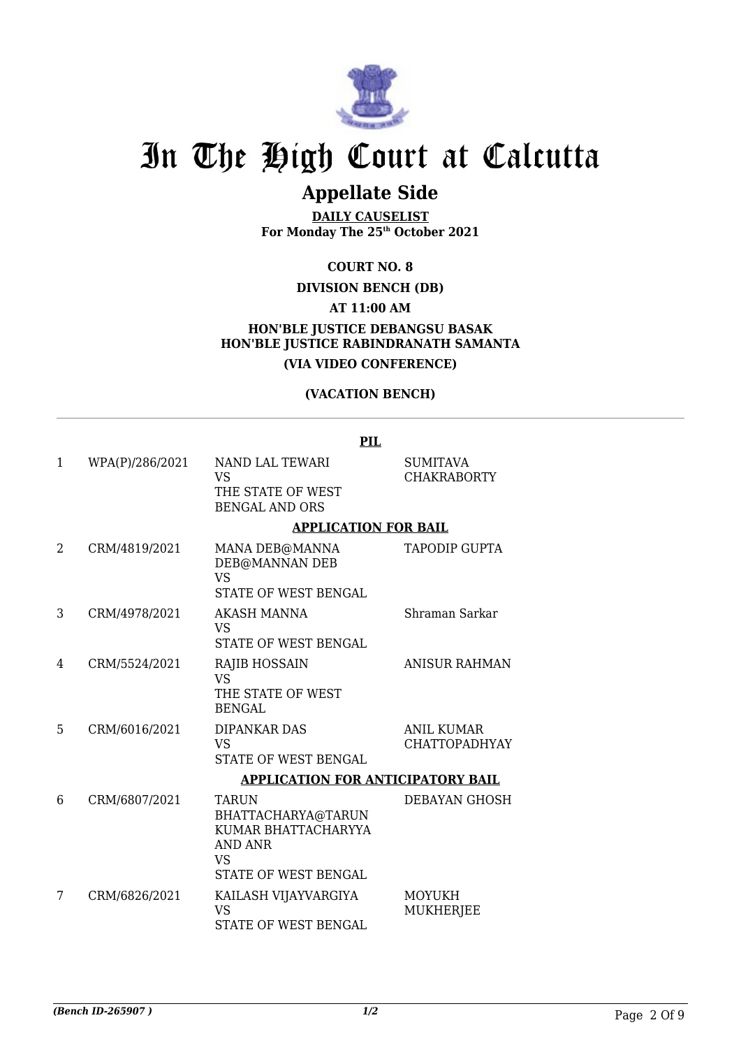# In The High Court at Calcutta

## Appellate Side

**DAILY CAUSELIST**
**For Monday The 25th October 2021**

**COURT NO. 8**

**DIVISION BENCH (DB)**

**AT 11:00 AM**

**HON'BLE JUSTICE DEBANGSU BASAK**
**HON'BLE JUSTICE RABINDRANATH SAMANTA**

**(VIA VIDEO CONFERENCE)**

**(VACATION BENCH)**

**PIL**

| | | | |
|---|---|---|---|
| 1 | WPA(P)/286/2021 | NAND LAL TEWARI VS THE STATE OF WEST BENGAL AND ORS | SUMITAVA CHAKRABORTY |

**APPLICATION FOR BAIL**

| | | | |
|---|---|---|---|
| 2 | CRM/4819/2021 | MANA DEB@MANNA DEB@MANNAN DEB VS STATE OF WEST BENGAL | TAPODIP GUPTA |
| 3 | CRM/4978/2021 | AKASH MANNA VS STATE OF WEST BENGAL | Shraman Sarkar |
| 4 | CRM/5524/2021 | RAJIB HOSSAIN VS THE STATE OF WEST BENGAL | ANISUR RAHMAN |
| 5 | CRM/6016/2021 | DIPANKAR DAS VS STATE OF WEST BENGAL | ANIL KUMAR CHATTOPADHYAY |

**APPLICATION FOR ANTICIPATORY BAIL**

| | | | |
|---|---|---|---|
| 6 | CRM/6807/2021 | TARUN BHATTACHARYA@TARUN KUMAR BHATTACHARYYA AND ANR VS STATE OF WEST BENGAL | DEBAYAN GHOSH |
| 7 | CRM/6826/2021 | KAILASH VIJAYVARGIYA VS STATE OF WEST BENGAL | MOYUKH MUKHERJEE |

*(Bench ID-265907 )* 1/2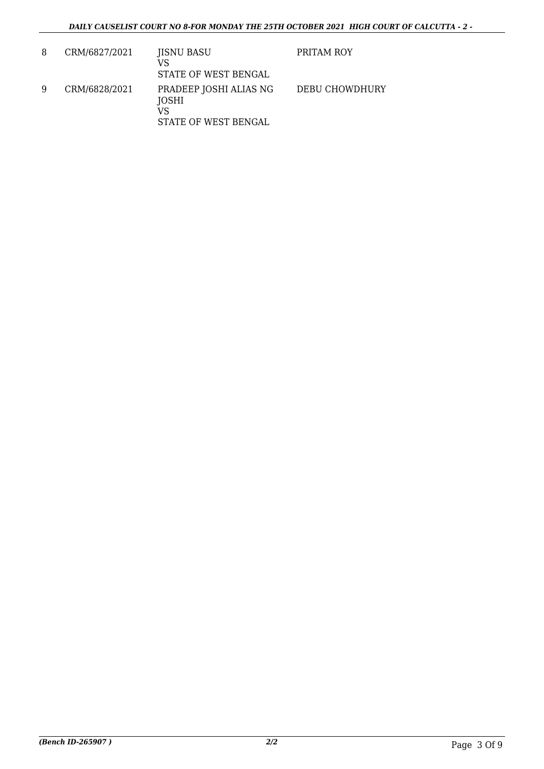| 8 | CRM/6827/2021 | JISNU BASU<br>VS<br>STATE OF WEST BENGAL | PRITAM ROY |
|---|---|---|---|
| 9 | CRM/6828/2021 | PRADEEP JOSHI ALIAS NG JOSHI<br>VS<br>STATE OF WEST BENGAL | DEBU CHOWDHURY |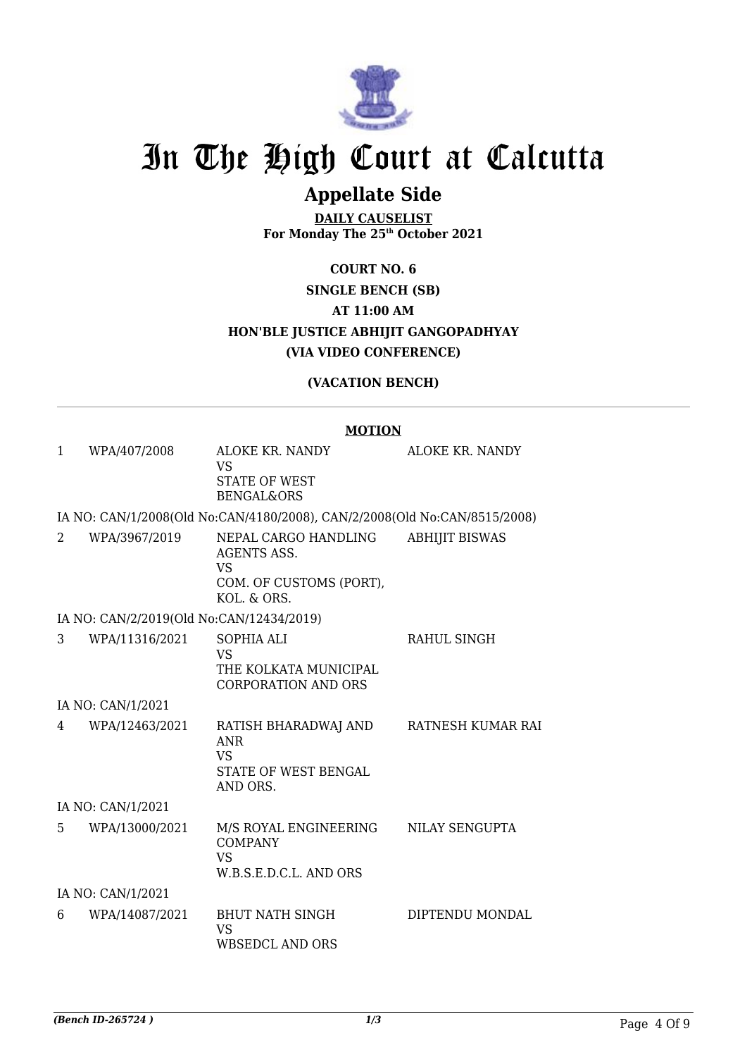# In The High Court at Calcutta

## Appellate Side

**DAILY CAUSELIST**
**For Monday The 25th October 2021**

**COURT NO. 6**
**SINGLE BENCH (SB)**
**AT 11:00 AM**
**HON'BLE JUSTICE ABHIJIT GANGOPADHYAY**
**(VIA VIDEO CONFERENCE)**

**(VACATION BENCH)**

---

**MOTION**

| | | | |
|---|---|---|---|
| 1 | WPA/407/2008 | ALOKE KR. NANDY VS STATE OF WEST BENGAL&ORS | ALOKE KR. NANDY |
| | IA NO: CAN/1/2008(Old No:CAN/4180/2008), CAN/2/2008(Old No:CAN/8515/2008) | | |
| 2 | WPA/3967/2019 | NEPAL CARGO HANDLING AGENTS ASS. VS COM. OF CUSTOMS (PORT), KOL. & ORS. | ABHIJIT BISWAS |
| | IA NO: CAN/2/2019(Old No:CAN/12434/2019) | | |
| 3 | WPA/11316/2021 | SOPHIA ALI VS THE KOLKATA MUNICIPAL CORPORATION AND ORS | RAHUL SINGH |
| | IA NO: CAN/1/2021 | | |
| 4 | WPA/12463/2021 | RATISH BHARADWAJ AND ANR VS STATE OF WEST BENGAL AND ORS. | RATNESH KUMAR RAI |
| | IA NO: CAN/1/2021 | | |
| 5 | WPA/13000/2021 | M/S ROYAL ENGINEERING COMPANY VS W.B.S.E.D.C.L. AND ORS | NILAY SENGUPTA |
| | IA NO: CAN/1/2021 | | |
| 6 | WPA/14087/2021 | BHUT NATH SINGH VS WBSEDCL AND ORS | DIPTENDU MONDAL |

*(Bench ID-265724 )*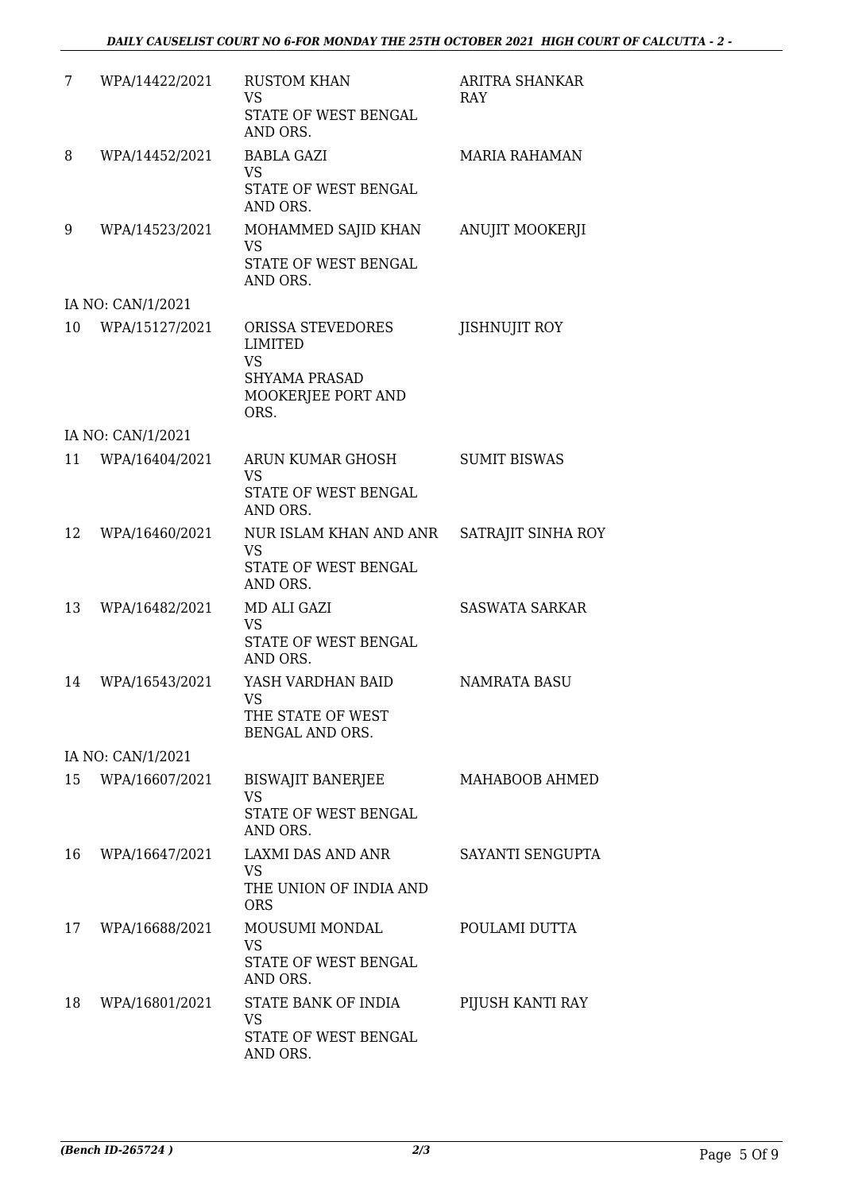| | | | |
|---|---|---|---|
| 7 | WPA/14422/2021 | RUSTOM KHAN<br>VS<br>STATE OF WEST BENGAL AND ORS. | ARITRA SHANKAR RAY |
| 8 | WPA/14452/2021 | BABLA GAZI<br>VS<br>STATE OF WEST BENGAL AND ORS. | MARIA RAHAMAN |
| 9 | WPA/14523/2021 | MOHAMMED SAJID KHAN<br>VS<br>STATE OF WEST BENGAL AND ORS. | ANUJIT MOOKERJI |
| | IA NO: CAN/1/2021 | | |
| 10 | WPA/15127/2021 | ORISSA STEVEDORES LIMITED<br>VS<br>SHYAMA PRASAD MOOKERJEE PORT AND ORS. | JISHNUJIT ROY |
| | IA NO: CAN/1/2021 | | |
| 11 | WPA/16404/2021 | ARUN KUMAR GHOSH<br>VS<br>STATE OF WEST BENGAL AND ORS. | SUMIT BISWAS |
| 12 | WPA/16460/2021 | NUR ISLAM KHAN AND ANR<br>VS<br>STATE OF WEST BENGAL AND ORS. | SATRAJIT SINHA ROY |
| 13 | WPA/16482/2021 | MD ALI GAZI<br>VS<br>STATE OF WEST BENGAL AND ORS. | SASWATA SARKAR |
| 14 | WPA/16543/2021 | YASH VARDHAN BAID<br>VS<br>THE STATE OF WEST BENGAL AND ORS. | NAMRATA BASU |
| | IA NO: CAN/1/2021 | | |
| 15 | WPA/16607/2021 | BISWAJIT BANERJEE<br>VS<br>STATE OF WEST BENGAL AND ORS. | MAHABOOB AHMED |
| 16 | WPA/16647/2021 | LAXMI DAS AND ANR<br>VS<br>THE UNION OF INDIA AND ORS | SAYANTI SENGUPTA |
| 17 | WPA/16688/2021 | MOUSUMI MONDAL<br>VS<br>STATE OF WEST BENGAL AND ORS. | POULAMI DUTTA |
| 18 | WPA/16801/2021 | STATE BANK OF INDIA<br>VS<br>STATE OF WEST BENGAL AND ORS. | PIJUSH KANTI RAY |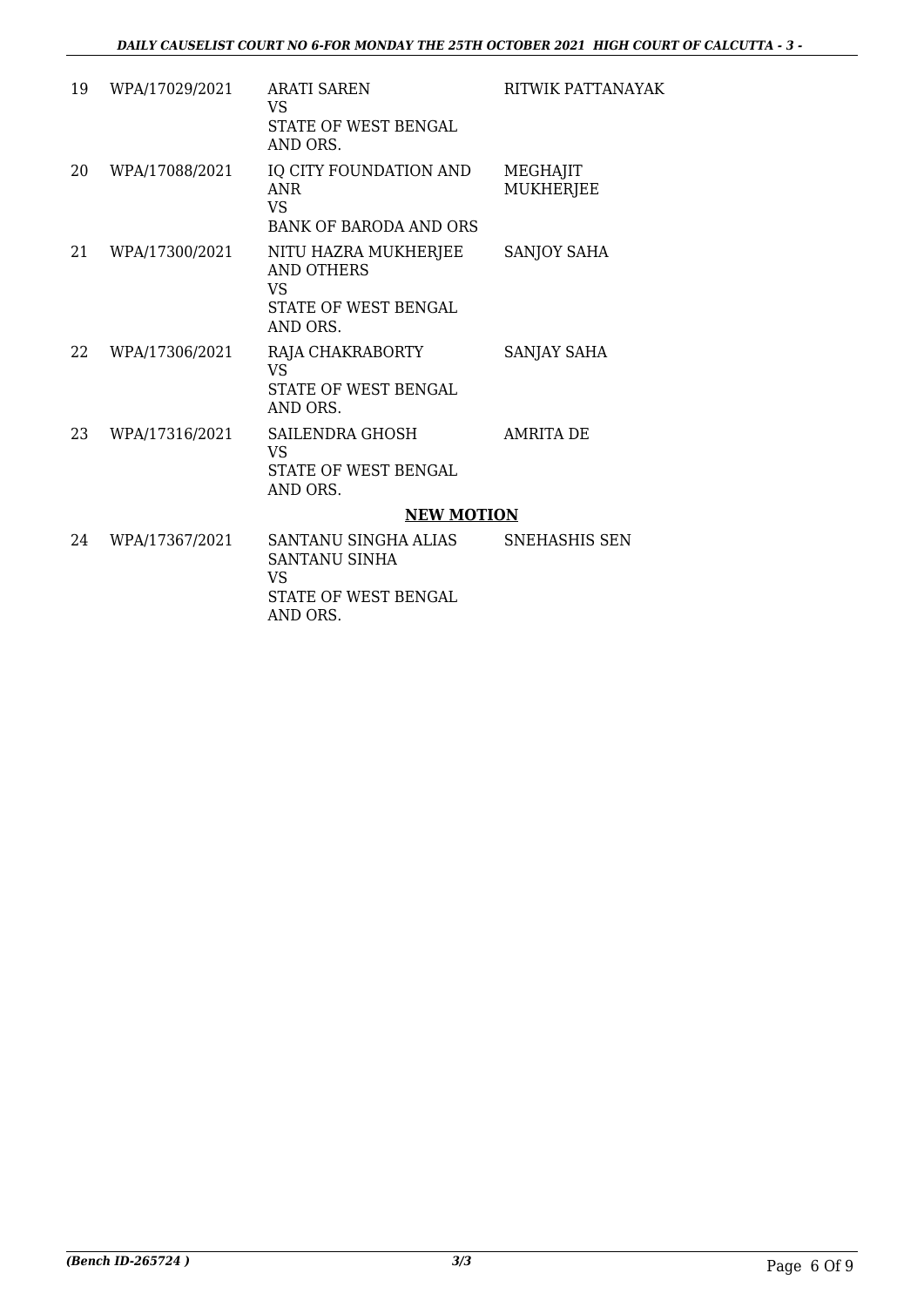| 19 | WPA/17029/2021 | ARATI SAREN<br>VS<br>STATE OF WEST BENGAL AND ORS. | RITWIK PATTANAYAK |
|---|---|---|---|
| 20 | WPA/17088/2021 | IQ CITY FOUNDATION AND ANR<br>VS<br>BANK OF BARODA AND ORS | MEGHAJIT MUKHERJEE |
| 21 | WPA/17300/2021 | NITU HAZRA MUKHERJEE AND OTHERS<br>VS<br>STATE OF WEST BENGAL AND ORS. | SANJOY SAHA |
| 22 | WPA/17306/2021 | RAJA CHAKRABORTY<br>VS<br>STATE OF WEST BENGAL AND ORS. | SANJAY SAHA |
| 23 | WPA/17316/2021 | SAILENDRA GHOSH<br>VS<br>STATE OF WEST BENGAL AND ORS. | AMRITA DE |

**NEW MOTION**

| 24 | WPA/17367/2021 | SANTANU SINGHA ALIAS SANTANU SINHA<br>VS<br>STATE OF WEST BENGAL AND ORS. | SNEHASHIS SEN |
|---|---|---|---|

*(Bench ID-265724 )* 3/3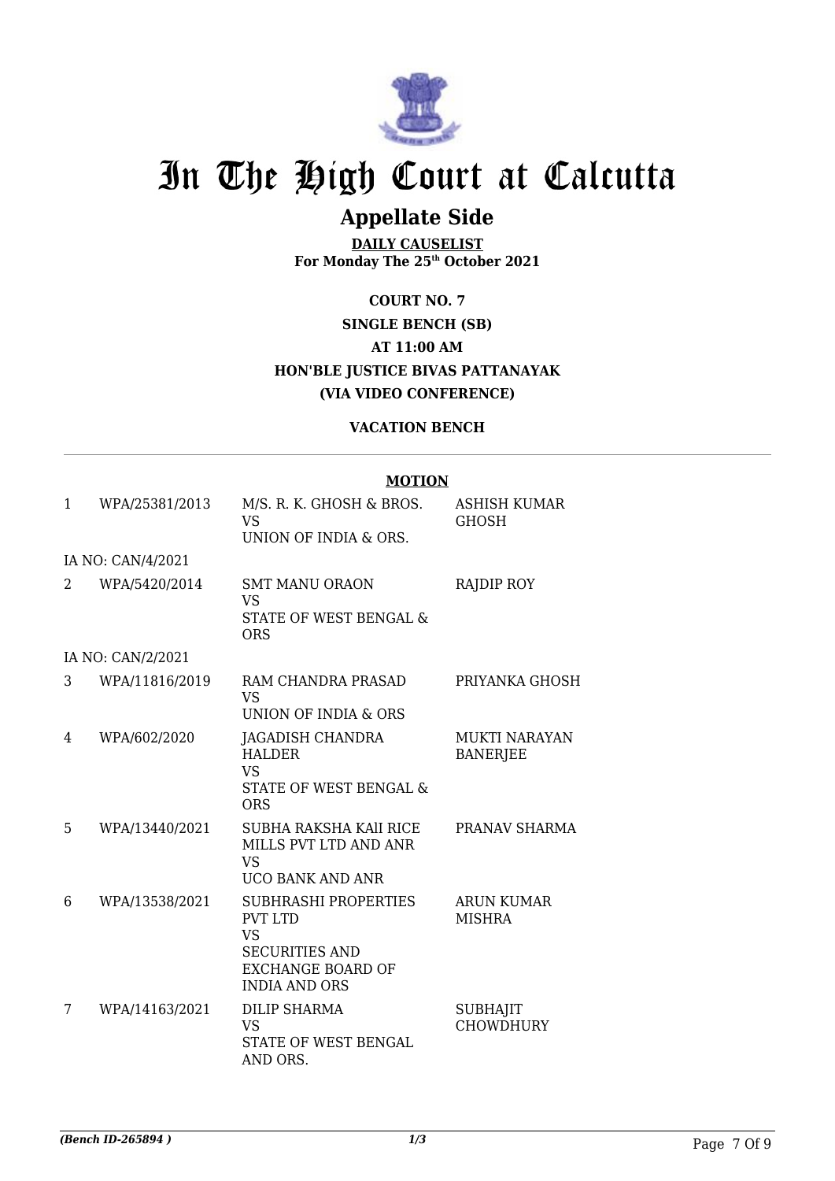# In The High Court at Calcutta

## Appellate Side

**DAILY CAUSELIST**
**For Monday The 25th October 2021**

**COURT NO. 7**
**SINGLE BENCH (SB)**
**AT 11:00 AM**
**HON'BLE JUSTICE BIVAS PATTANAYAK**
**(VIA VIDEO CONFERENCE)**

**VACATION BENCH**

**MOTION**

| | | | |
|---|---|---|---|
| 1 | WPA/25381/2013 | M/S. R. K. GHOSH & BROS. VS UNION OF INDIA & ORS. | ASHISH KUMAR GHOSH |
| IA NO: CAN/4/2021 | | | |
| 2 | WPA/5420/2014 | SMT MANU ORAON VS STATE OF WEST BENGAL & ORS | RAJDIP ROY |
| IA NO: CAN/2/2021 | | | |
| 3 | WPA/11816/2019 | RAM CHANDRA PRASAD VS UNION OF INDIA & ORS | PRIYANKA GHOSH |
| 4 | WPA/602/2020 | JAGADISH CHANDRA HALDER VS STATE OF WEST BENGAL & ORS | MUKTI NARAYAN BANERJEE |
| 5 | WPA/13440/2021 | SUBHA RAKSHA KAlI RICE MILLS PVT LTD AND ANR VS UCO BANK AND ANR | PRANAV SHARMA |
| 6 | WPA/13538/2021 | SUBHRASHI PROPERTIES PVT LTD VS SECURITIES AND EXCHANGE BOARD OF INDIA AND ORS | ARUN KUMAR MISHRA |
| 7 | WPA/14163/2021 | DILIP SHARMA VS STATE OF WEST BENGAL AND ORS. | SUBHAJIT CHOWDHURY |

*(Bench ID-265894 )*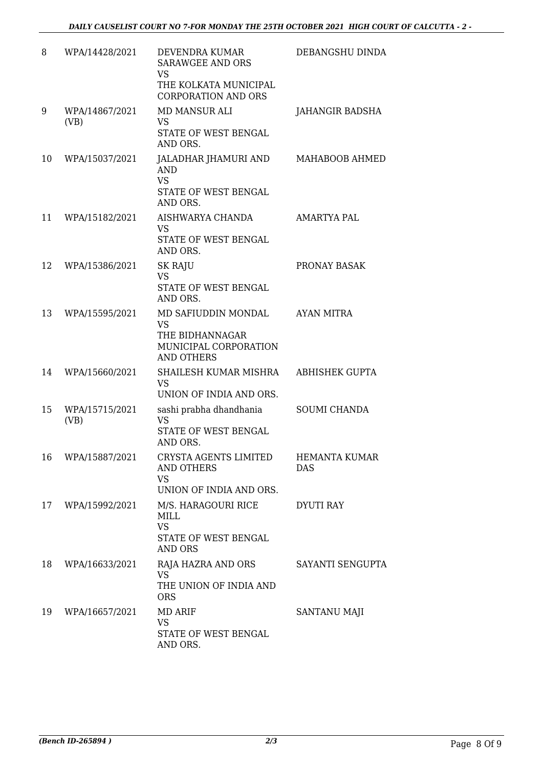| 8 | WPA/14428/2021 | DEVENDRA KUMAR SARAWGEE AND ORS<br>VS<br>THE KOLKATA MUNICIPAL CORPORATION AND ORS | DEBANGSHU DINDA |
|---|---|---|---|
| 9 | WPA/14867/2021 (VB) | MD MANSUR ALI<br>VS<br>STATE OF WEST BENGAL AND ORS. | JAHANGIR BADSHA |
| 10 | WPA/15037/2021 | JALADHAR JHAMURI AND AND<br>VS<br>STATE OF WEST BENGAL AND ORS. | MAHABOOB AHMED |
| 11 | WPA/15182/2021 | AISHWARYA CHANDA<br>VS<br>STATE OF WEST BENGAL AND ORS. | AMARTYA PAL |
| 12 | WPA/15386/2021 | SK RAJU<br>VS<br>STATE OF WEST BENGAL AND ORS. | PRONAY BASAK |
| 13 | WPA/15595/2021 | MD SAFIUDDIN MONDAL<br>VS<br>THE BIDHANNAGAR MUNICIPAL CORPORATION AND OTHERS | AYAN MITRA |
| 14 | WPA/15660/2021 | SHAILESH KUMAR MISHRA<br>VS<br>UNION OF INDIA AND ORS. | ABHISHEK GUPTA |
| 15 | WPA/15715/2021 (VB) | sashi prabha dhandhania<br>VS<br>STATE OF WEST BENGAL AND ORS. | SOUMI CHANDA |
| 16 | WPA/15887/2021 | CRYSTA AGENTS LIMITED AND OTHERS<br>VS<br>UNION OF INDIA AND ORS. | HEMANTA KUMAR DAS |
| 17 | WPA/15992/2021 | M/S. HARAGOURI RICE MILL<br>VS<br>STATE OF WEST BENGAL AND ORS | DYUTI RAY |
| 18 | WPA/16633/2021 | RAJA HAZRA AND ORS<br>VS<br>THE UNION OF INDIA AND ORS | SAYANTI SENGUPTA |
| 19 | WPA/16657/2021 | MD ARIF<br>VS<br>STATE OF WEST BENGAL AND ORS. | SANTANU MAJI |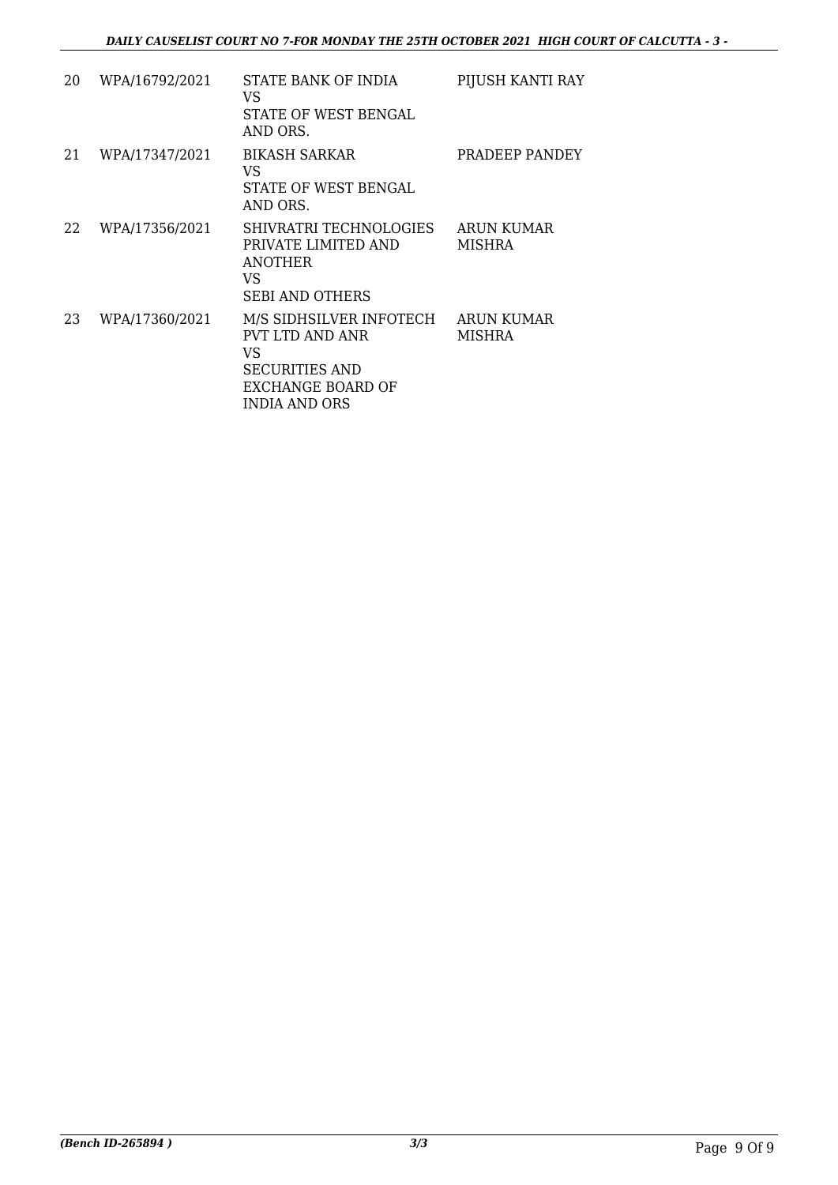| | | | |
|---|---|---|---|
| 20 | WPA/16792/2021 | STATE BANK OF INDIA<br>VS<br>STATE OF WEST BENGAL AND ORS. | PIJUSH KANTI RAY |
| 21 | WPA/17347/2021 | BIKASH SARKAR<br>VS<br>STATE OF WEST BENGAL AND ORS. | PRADEEP PANDEY |
| 22 | WPA/17356/2021 | SHIVRATRI TECHNOLOGIES PRIVATE LIMITED AND ANOTHER<br>VS<br>SEBI AND OTHERS | ARUN KUMAR MISHRA |
| 23 | WPA/17360/2021 | M/S SIDHSILVER INFOTECH PVT LTD AND ANR<br>VS<br>SECURITIES AND EXCHANGE BOARD OF INDIA AND ORS | ARUN KUMAR MISHRA |

*(Bench ID-265894 )* *3/3*